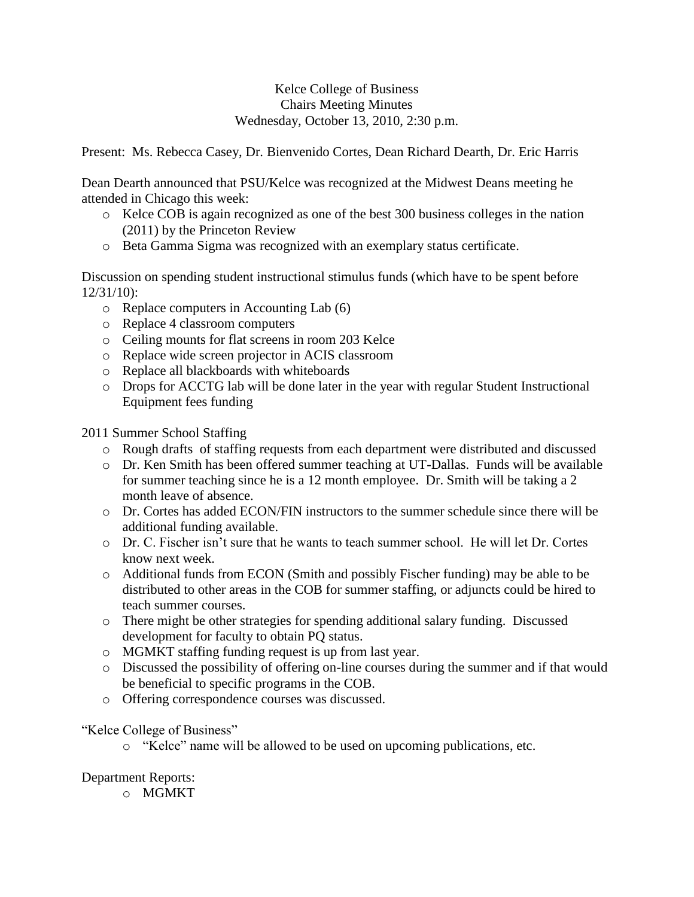Kelce College of Business
Chairs Meeting Minutes
Wednesday, October 13, 2010, 2:30 p.m.

Present: Ms. Rebecca Casey, Dr. Bienvenido Cortes, Dean Richard Dearth, Dr. Eric Harris

Dean Dearth announced that PSU/Kelce was recognized at the Midwest Deans meeting he attended in Chicago this week:

- Kelce COB is again recognized as one of the best 300 business colleges in the nation (2011) by the Princeton Review
- Beta Gamma Sigma was recognized with an exemplary status certificate.

Discussion on spending student instructional stimulus funds (which have to be spent before 12/31/10):

- Replace computers in Accounting Lab (6)
- Replace 4 classroom computers
- Ceiling mounts for flat screens in room 203 Kelce
- Replace wide screen projector in ACIS classroom
- Replace all blackboards with whiteboards
- Drops for ACCTG lab will be done later in the year with regular Student Instructional Equipment fees funding

2011 Summer School Staffing

- Rough drafts of staffing requests from each department were distributed and discussed
- Dr. Ken Smith has been offered summer teaching at UT-Dallas. Funds will be available for summer teaching since he is a 12 month employee. Dr. Smith will be taking a 2 month leave of absence.
- Dr. Cortes has added ECON/FIN instructors to the summer schedule since there will be additional funding available.
- Dr. C. Fischer isn't sure that he wants to teach summer school. He will let Dr. Cortes know next week.
- Additional funds from ECON (Smith and possibly Fischer funding) may be able to be distributed to other areas in the COB for summer staffing, or adjuncts could be hired to teach summer courses.
- There might be other strategies for spending additional salary funding. Discussed development for faculty to obtain PQ status.
- MGMKT staffing funding request is up from last year.
- Discussed the possibility of offering on-line courses during the summer and if that would be beneficial to specific programs in the COB.
- Offering correspondence courses was discussed.

"Kelce College of Business"

- "Kelce" name will be allowed to be used on upcoming publications, etc.

Department Reports:

- MGMKT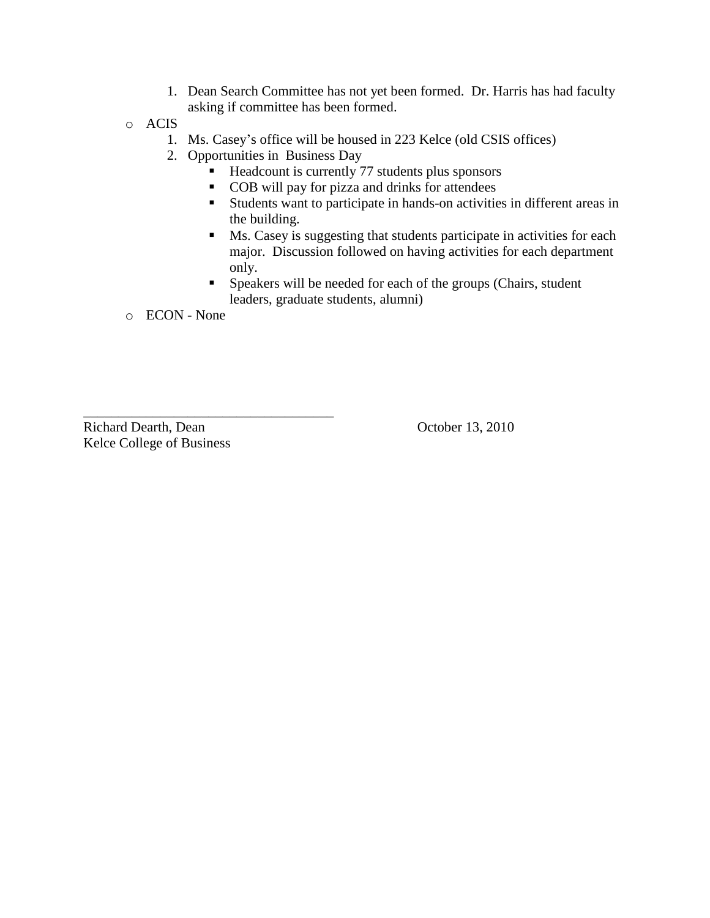1. Dean Search Committee has not yet been formed.  Dr. Harris has had faculty asking if committee has been formed.

- ACIS
  1. Ms. Casey's office will be housed in 223 Kelce (old CSIS offices)
  2. Opportunities in  Business Day
     - Headcount is currently 77 students plus sponsors
     - COB will pay for pizza and drinks for attendees
     - Students want to participate in hands-on activities in different areas in the building.
     - Ms. Casey is suggesting that students participate in activities for each major.  Discussion followed on having activities for each department only.
     - Speakers will be needed for each of the groups (Chairs, student leaders, graduate students, alumni)
- ECON - None

_____________________________________

Richard Dearth, Dean                                        October 13, 2010

Kelce College of Business